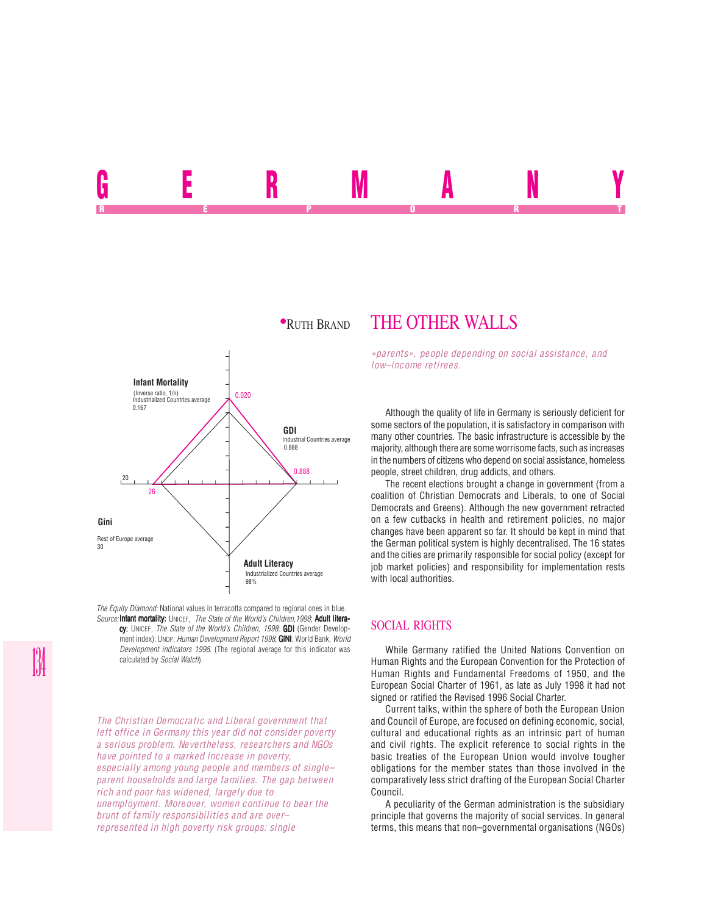# GERMANY

REPORT

•RUTH BRAND

## THE OTHER WALLS

*The Christian Democratic and Liberal government that left office in Germany this year did not consider poverty a serious problem. Nevertheless, researchers and NGOs have pointed to a marked increase in poverty, especially among young people and members of single–parent households and large families. The gap between rich and poor has widened, largely due to unemployment. Moreover, women continue to bear the brunt of family responsibilities and are over–represented in high poverty risk groups: single «parents», people depending on social assistance, and low–income retirees.*

Infant Mortality (Inverse ratio, 1/n) Industrialized Countries average 0.167 — 0.020

GDI Industrial Countries average 0.888 — 0.888

Gini Rest of Europe average 30 — 26

Adult Literacy Industrialized Countries average 98%

*The Equity Diamond:* National values in terracotta compared to regional ones in blue.
*Source:* **Infant mortality:** UNICEF, *The State of the World's Children,1998*; **Adult literacy:** UNICEF, *The State of the World's Children, 1998*; **GDI** (Gender Development index): UNDP, *Human Development Report 1998*; **GINI**: World Bank, *World Development indicators 1998*. (The regional average for this indicator was calculated by *Social Watch*).

Although the quality of life in Germany is seriously deficient for some sectors of the population, it is satisfactory in comparison with many other countries. The basic infrastructure is accessible by the majority, although there are some worrisome facts, such as increases in the numbers of citizens who depend on social assistance, homeless people, street children, drug addicts, and others.

The recent elections brought a change in government (from a coalition of Christian Democrats and Liberals, to one of Social Democrats and Greens). Although the new government retracted on a few cutbacks in health and retirement policies, no major changes have been apparent so far. It should be kept in mind that the German political system is highly decentralised. The 16 states and the cities are primarily responsible for social policy (except for job market policies) and responsibility for implementation rests with local authorities.

### SOCIAL RIGHTS

While Germany ratified the United Nations Convention on Human Rights and the European Convention for the Protection of Human Rights and Fundamental Freedoms of 1950, and the European Social Charter of 1961, as late as July 1998 it had not signed or ratified the Revised 1996 Social Charter.

Current talks, within the sphere of both the European Union and Council of Europe, are focused on defining economic, social, cultural and educational rights as an intrinsic part of human and civil rights. The explicit reference to social rights in the basic treaties of the European Union would involve tougher obligations for the member states than those involved in the comparatively less strict drafting of the European Social Charter Council.

A peculiarity of the German administration is the subsidiary principle that governs the majority of social services. In general terms, this means that non–governmental organisations (NGOs)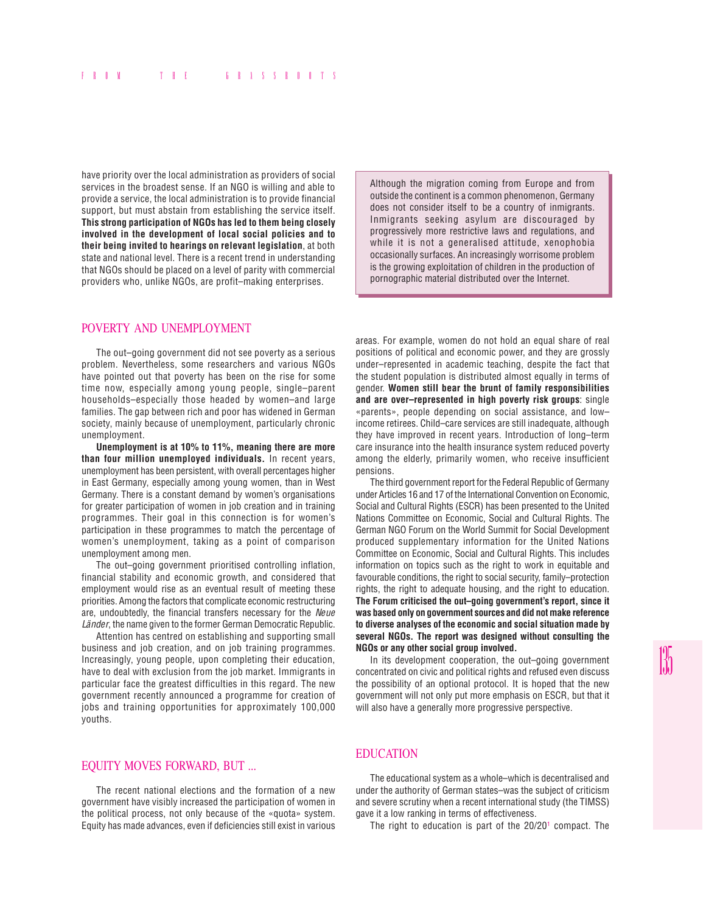have priority over the local administration as providers of social services in the broadest sense. If an NGO is willing and able to provide a service, the local administration is to provide financial support, but must abstain from establishing the service itself. **This strong participation of NGOs has led to them being closely involved in the development of local social policies and to their being invited to hearings on relevant legislation**, at both state and national level. There is a recent trend in understanding that NGOs should be placed on a level of parity with commercial providers who, unlike NGOs, are profit–making enterprises.

> Although the migration coming from Europe and from outside the continent is a common phenomenon, Germany does not consider itself to be a country of inmigrants. Inmigrants seeking asylum are discouraged by progressively more restrictive laws and regulations, and while it is not a generalised attitude, xenophobia occasionally surfaces. An increasingly worrisome problem is the growing exploitation of children in the production of pornographic material distributed over the Internet.

## POVERTY AND UNEMPLOYMENT

The out–going government did not see poverty as a serious problem. Nevertheless, some researchers and various NGOs have pointed out that poverty has been on the rise for some time now, especially among young people, single–parent households–especially those headed by women–and large families. The gap between rich and poor has widened in German society, mainly because of unemployment, particularly chronic unemployment.

**Unemployment is at 10% to 11%, meaning there are more than four million unemployed individuals.** In recent years, unemployment has been persistent, with overall percentages higher in East Germany, especially among young women, than in West Germany. There is a constant demand by women's organisations for greater participation of women in job creation and in training programmes. Their goal in this connection is for women's participation in these programmes to match the percentage of women's unemployment, taking as a point of comparison unemployment among men.

The out–going government prioritised controlling inflation, financial stability and economic growth, and considered that employment would rise as an eventual result of meeting these priorities. Among the factors that complicate economic restructuring are, undoubtedly, the financial transfers necessary for the *Neue Länder*, the name given to the former German Democratic Republic.

Attention has centred on establishing and supporting small business and job creation, and on job training programmes. Increasingly, young people, upon completing their education, have to deal with exclusion from the job market. Immigrants in particular face the greatest difficulties in this regard. The new government recently announced a programme for creation of jobs and training opportunities for approximately 100,000 youths.

## EQUITY MOVES FORWARD, BUT ...

The recent national elections and the formation of a new government have visibly increased the participation of women in the political process, not only because of the «quota» system. Equity has made advances, even if deficiencies still exist in various areas. For example, women do not hold an equal share of real positions of political and economic power, and they are grossly under–represented in academic teaching, despite the fact that the student population is distributed almost equally in terms of gender. **Women still bear the brunt of family responsibilities and are over–represented in high poverty risk groups**: single «parents», people depending on social assistance, and low–income retirees. Child–care services are still inadequate, although they have improved in recent years. Introduction of long–term care insurance into the health insurance system reduced poverty among the elderly, primarily women, who receive insufficient pensions.

The third government report for the Federal Republic of Germany under Articles 16 and 17 of the International Convention on Economic, Social and Cultural Rights (ESCR) has been presented to the United Nations Committee on Economic, Social and Cultural Rights. The German NGO Forum on the World Summit for Social Development produced supplementary information for the United Nations Committee on Economic, Social and Cultural Rights. This includes information on topics such as the right to work in equitable and favourable conditions, the right to social security, family–protection rights, the right to adequate housing, and the right to education. **The Forum criticised the out–going government's report, since it was based only on government sources and did not make reference to diverse analyses of the economic and social situation made by several NGOs. The report was designed without consulting the NGOs or any other social group involved.**

In its development cooperation, the out–going government concentrated on civic and political rights and refused even discuss the possibility of an optional protocol. It is hoped that the new government will not only put more emphasis on ESCR, but that it will also have a generally more progressive perspective.

## EDUCATION

The educational system as a whole–which is decentralised and under the authority of German states–was the subject of criticism and severe scrutiny when a recent international study (the TIMSS) gave it a low ranking in terms of effectiveness.

The right to education is part of the 20/20[1] compact. The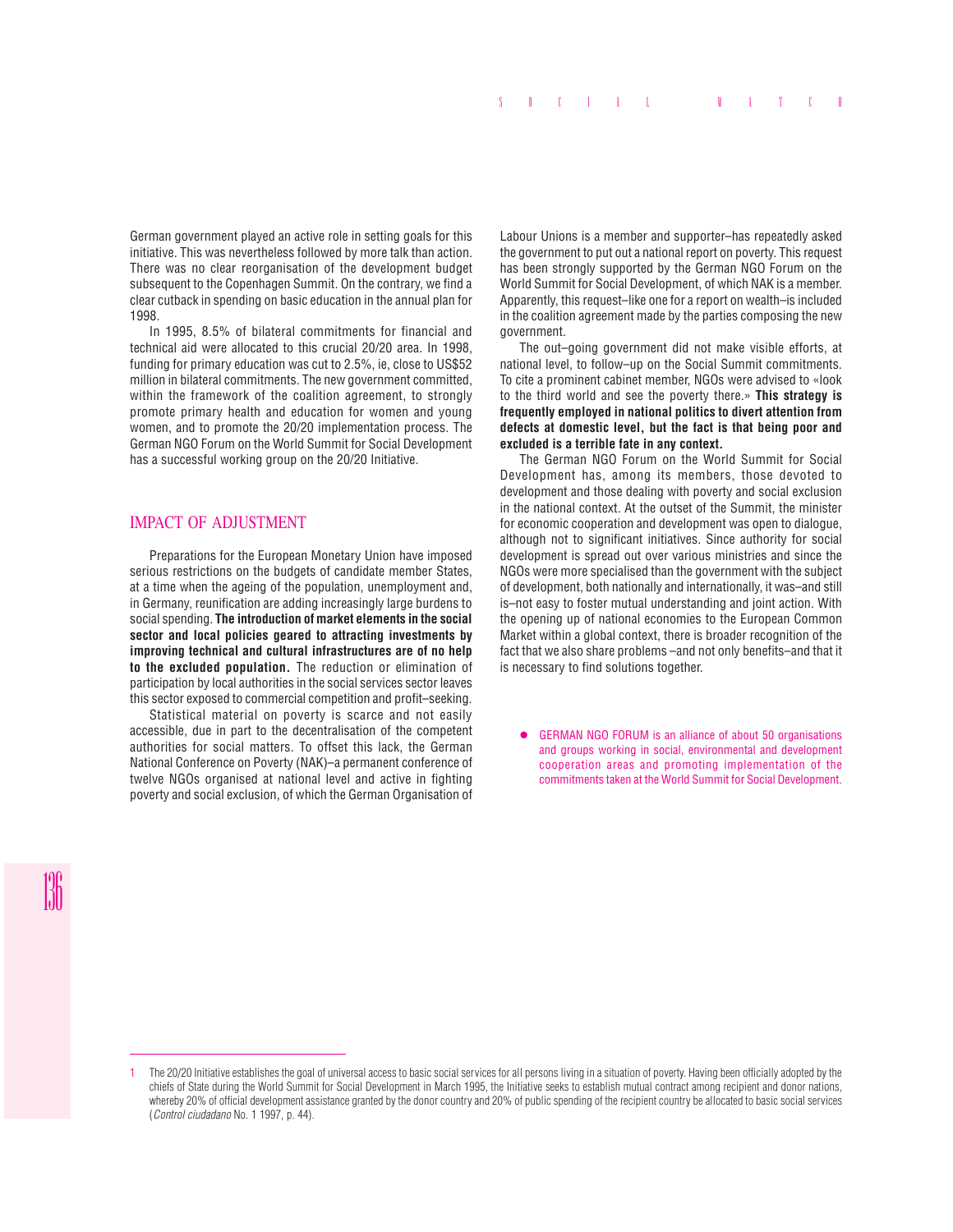German government played an active role in setting goals for this initiative. This was nevertheless followed by more talk than action. There was no clear reorganisation of the development budget subsequent to the Copenhagen Summit. On the contrary, we find a clear cutback in spending on basic education in the annual plan for 1998.

In 1995, 8.5% of bilateral commitments for financial and technical aid were allocated to this crucial 20/20 area. In 1998, funding for primary education was cut to 2.5%, ie, close to US$52 million in bilateral commitments. The new government committed, within the framework of the coalition agreement, to strongly promote primary health and education for women and young women, and to promote the 20/20 implementation process. The German NGO Forum on the World Summit for Social Development has a successful working group on the 20/20 Initiative.

## IMPACT OF ADJUSTMENT

Preparations for the European Monetary Union have imposed serious restrictions on the budgets of candidate member States, at a time when the ageing of the population, unemployment and, in Germany, reunification are adding increasingly large burdens to social spending. **The introduction of market elements in the social sector and local policies geared to attracting investments by improving technical and cultural infrastructures are of no help to the excluded population.** The reduction or elimination of participation by local authorities in the social services sector leaves this sector exposed to commercial competition and profit–seeking.

Statistical material on poverty is scarce and not easily accessible, due in part to the decentralisation of the competent authorities for social matters. To offset this lack, the German National Conference on Poverty (NAK)–a permanent conference of twelve NGOs organised at national level and active in fighting poverty and social exclusion, of which the German Organisation of Labour Unions is a member and supporter–has repeatedly asked the government to put out a national report on poverty. This request has been strongly supported by the German NGO Forum on the World Summit for Social Development, of which NAK is a member. Apparently, this request–like one for a report on wealth–is included in the coalition agreement made by the parties composing the new government.

The out–going government did not make visible efforts, at national level, to follow–up on the Social Summit commitments. To cite a prominent cabinet member, NGOs were advised to «look to the third world and see the poverty there.» **This strategy is frequently employed in national politics to divert attention from defects at domestic level, but the fact is that being poor and excluded is a terrible fate in any context.**

The German NGO Forum on the World Summit for Social Development has, among its members, those devoted to development and those dealing with poverty and social exclusion in the national context. At the outset of the Summit, the minister for economic cooperation and development was open to dialogue, although not to significant initiatives. Since authority for social development is spread out over various ministries and since the NGOs were more specialised than the government with the subject of development, both nationally and internationally, it was–and still is–not easy to foster mutual understanding and joint action. With the opening up of national economies to the European Common Market within a global context, there is broader recognition of the fact that we also share problems –and not only benefits–and that it is necessary to find solutions together.

- GERMAN NGO FORUM is an alliance of about 50 organisations and groups working in social, environmental and development cooperation areas and promoting implementation of the commitments taken at the World Summit for Social Development.

---

1 The 20/20 Initiative establishes the goal of universal access to basic social services for all persons living in a situation of poverty. Having been officially adopted by the chiefs of State during the World Summit for Social Development in March 1995, the Initiative seeks to establish mutual contract among recipient and donor nations, whereby 20% of official development assistance granted by the donor country and 20% of public spending of the recipient country be allocated to basic social services (*Control ciudadano* No. 1 1997, p. 44).